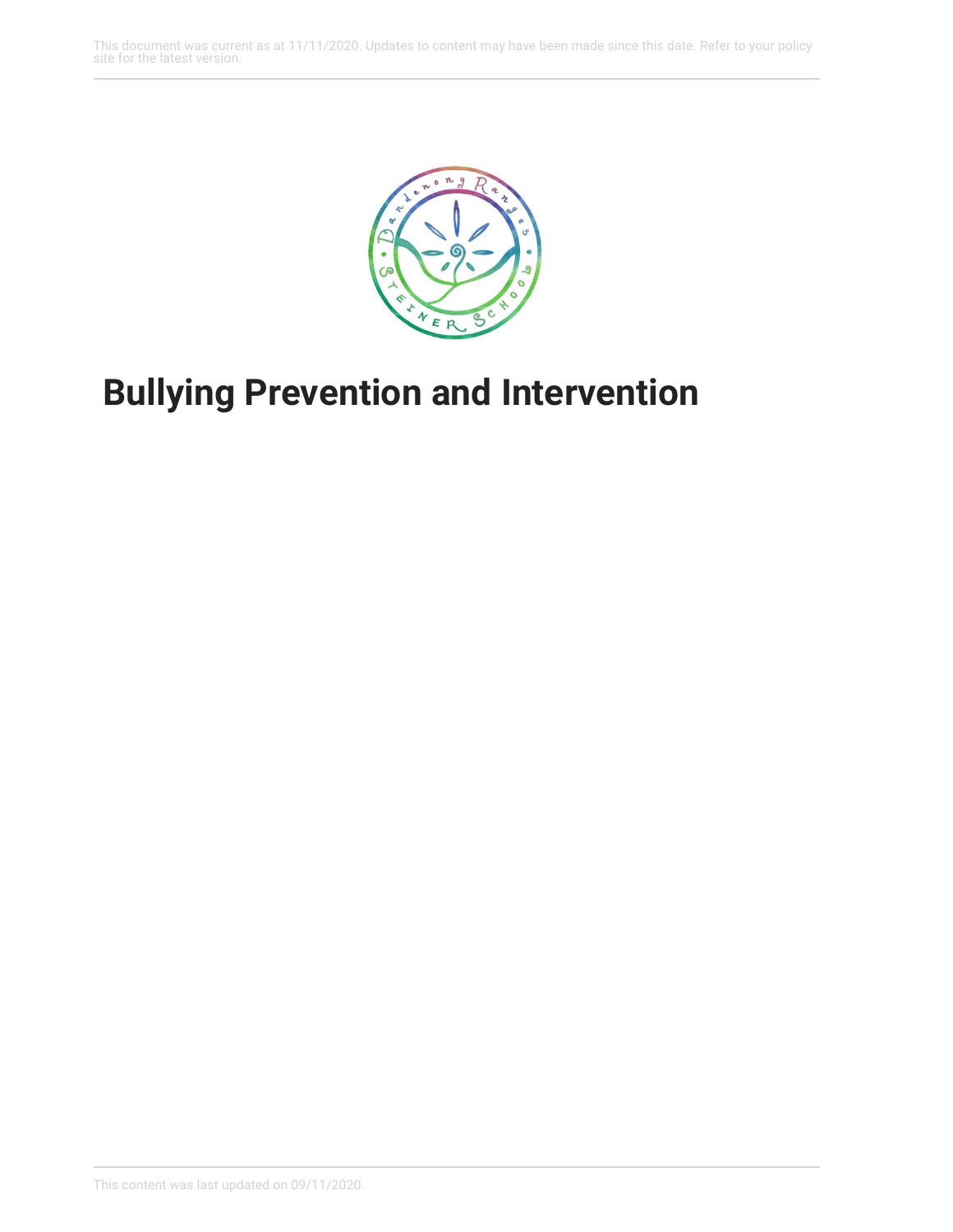# Bullying Prevention and Intervention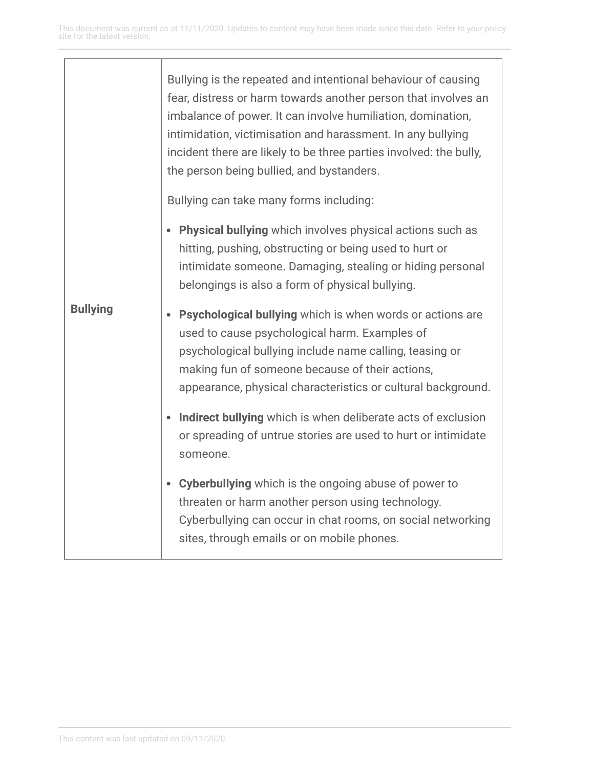| | |
|---|---|
| **Bullying** | Bullying is the repeated and intentional behaviour of causing fear, distress or harm towards another person that involves an imbalance of power. It can involve humiliation, domination, intimidation, victimisation and harassment. In any bullying incident there are likely to be three parties involved: the bully, the person being bullied, and bystanders.<br><br>Bullying can take many forms including:<br><br>• **Physical bullying** which involves physical actions such as hitting, pushing, obstructing or being used to hurt or intimidate someone. Damaging, stealing or hiding personal belongings is also a form of physical bullying.<br><br>• **Psychological bullying** which is when words or actions are used to cause psychological harm. Examples of psychological bullying include name calling, teasing or making fun of someone because of their actions, appearance, physical characteristics or cultural background.<br><br>• **Indirect bullying** which is when deliberate acts of exclusion or spreading of untrue stories are used to hurt or intimidate someone.<br><br>• **Cyberbullying** which is the ongoing abuse of power to threaten or harm another person using technology. Cyberbullying can occur in chat rooms, on social networking sites, through emails or on mobile phones. |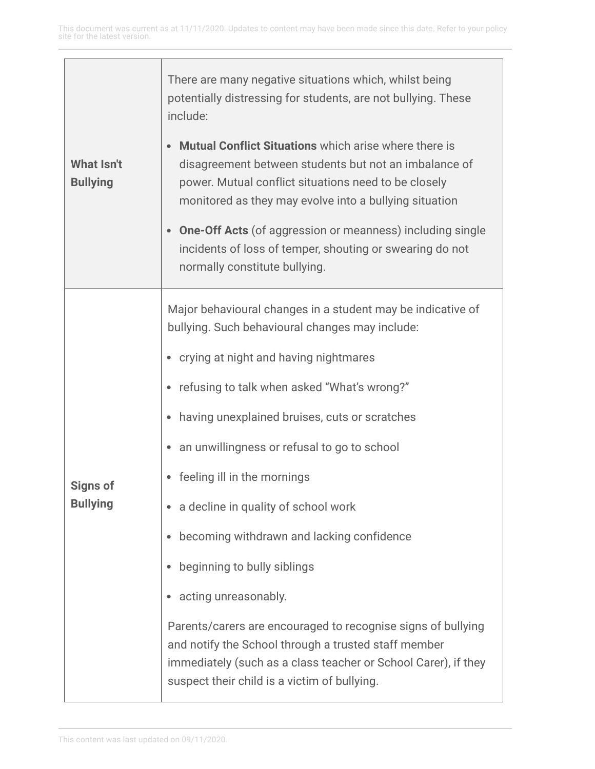| | |
|---|---|
| **What Isn't Bullying** | There are many negative situations which, whilst being potentially distressing for students, are not bullying. These include:<br><br>• **Mutual Conflict Situations** which arise where there is disagreement between students but not an imbalance of power. Mutual conflict situations need to be closely monitored as they may evolve into a bullying situation<br><br>• **One-Off Acts** (of aggression or meanness) including single incidents of loss of temper, shouting or swearing do not normally constitute bullying. |
| **Signs of Bullying** | Major behavioural changes in a student may be indicative of bullying. Such behavioural changes may include:<br><br>• crying at night and having nightmares<br>• refusing to talk when asked “What’s wrong?”<br>• having unexplained bruises, cuts or scratches<br>• an unwillingness or refusal to go to school<br>• feeling ill in the mornings<br>• a decline in quality of school work<br>• becoming withdrawn and lacking confidence<br>• beginning to bully siblings<br>• acting unreasonably.<br><br>Parents/carers are encouraged to recognise signs of bullying and notify the School through a trusted staff member immediately (such as a class teacher or School Carer), if they suspect their child is a victim of bullying. |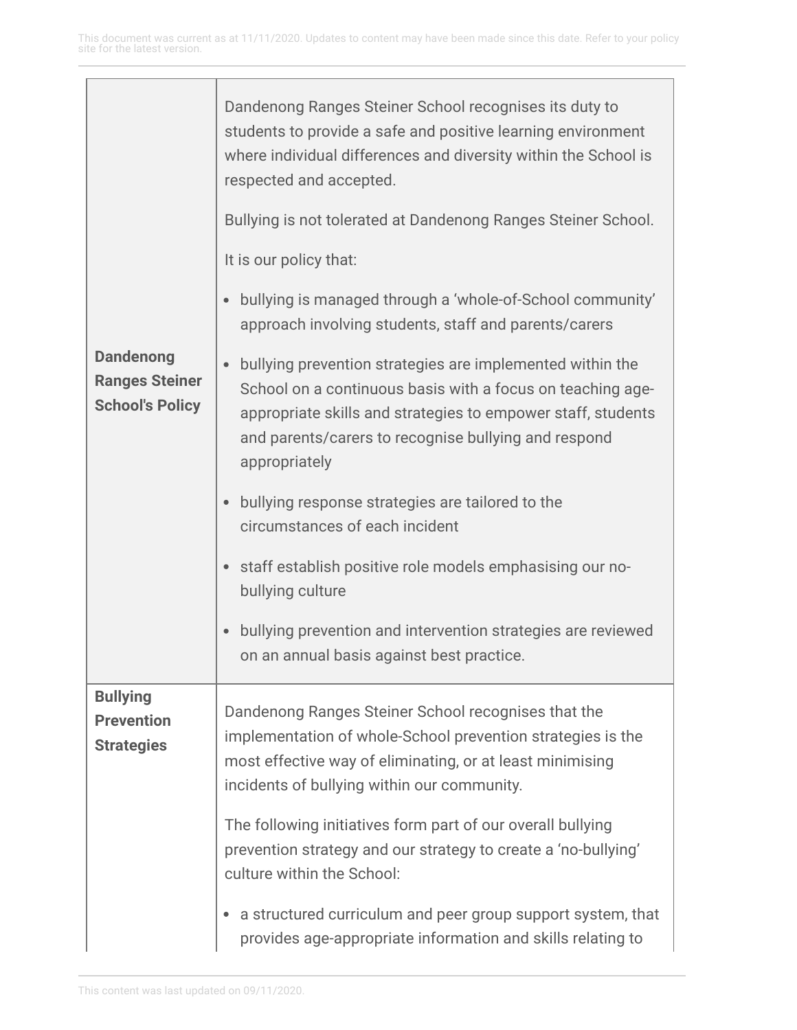| | |
|---|---|
| **Dandenong Ranges Steiner School's Policy** | Dandenong Ranges Steiner School recognises its duty to students to provide a safe and positive learning environment where individual differences and diversity within the School is respected and accepted.<br><br>Bullying is not tolerated at Dandenong Ranges Steiner School.<br><br>It is our policy that:<br><br>• bullying is managed through a 'whole-of-School community' approach involving students, staff and parents/carers<br>• bullying prevention strategies are implemented within the School on a continuous basis with a focus on teaching age-appropriate skills and strategies to empower staff, students and parents/carers to recognise bullying and respond appropriately<br>• bullying response strategies are tailored to the circumstances of each incident<br>• staff establish positive role models emphasising our no-bullying culture<br>• bullying prevention and intervention strategies are reviewed on an annual basis against best practice. |
| **Bullying Prevention Strategies** | Dandenong Ranges Steiner School recognises that the implementation of whole-School prevention strategies is the most effective way of eliminating, or at least minimising incidents of bullying within our community.<br><br>The following initiatives form part of our overall bullying prevention strategy and our strategy to create a 'no-bullying' culture within the School:<br><br>• a structured curriculum and peer group support system, that provides age-appropriate information and skills relating to |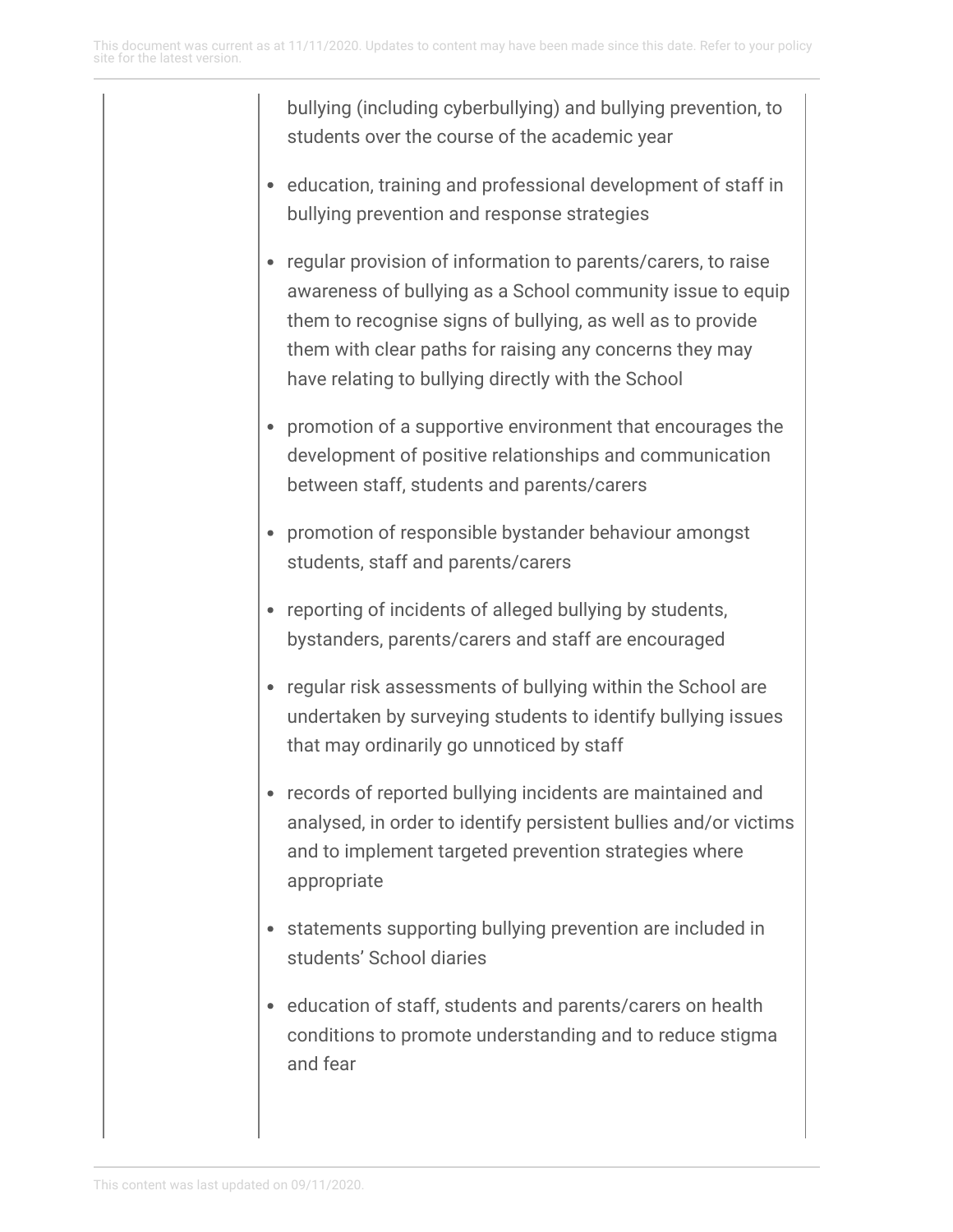bullying (including cyberbullying) and bullying prevention, to students over the course of the academic year

- education, training and professional development of staff in bullying prevention and response strategies
- regular provision of information to parents/carers, to raise awareness of bullying as a School community issue to equip them to recognise signs of bullying, as well as to provide them with clear paths for raising any concerns they may have relating to bullying directly with the School
- promotion of a supportive environment that encourages the development of positive relationships and communication between staff, students and parents/carers
- promotion of responsible bystander behaviour amongst students, staff and parents/carers
- reporting of incidents of alleged bullying by students, bystanders, parents/carers and staff are encouraged
- regular risk assessments of bullying within the School are undertaken by surveying students to identify bullying issues that may ordinarily go unnoticed by staff
- records of reported bullying incidents are maintained and analysed, in order to identify persistent bullies and/or victims and to implement targeted prevention strategies where appropriate
- statements supporting bullying prevention are included in students' School diaries
- education of staff, students and parents/carers on health conditions to promote understanding and to reduce stigma and fear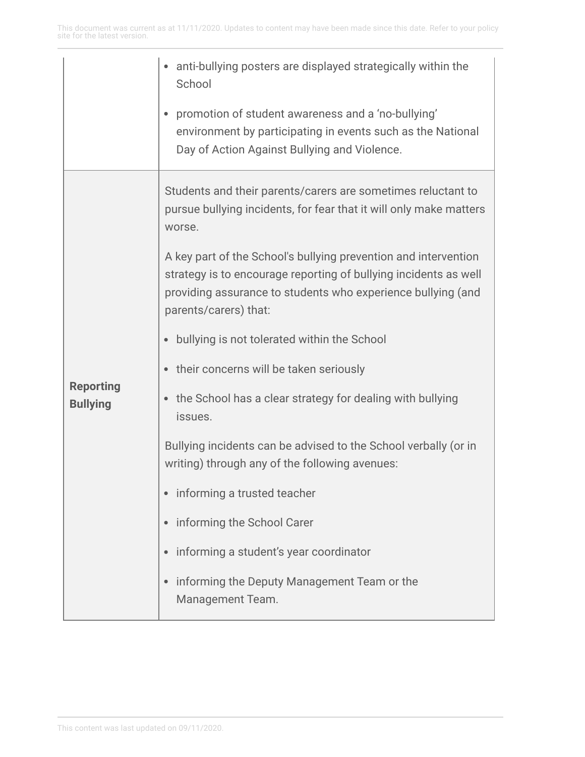| | |
|---|---|
| | • anti-bullying posters are displayed strategically within the School<br>• promotion of student awareness and a 'no-bullying' environment by participating in events such as the National Day of Action Against Bullying and Violence. |
| **Reporting Bullying** | Students and their parents/carers are sometimes reluctant to pursue bullying incidents, for fear that it will only make matters worse.<br><br>A key part of the School's bullying prevention and intervention strategy is to encourage reporting of bullying incidents as well providing assurance to students who experience bullying (and parents/carers) that:<br>• bullying is not tolerated within the School<br>• their concerns will be taken seriously<br>• the School has a clear strategy for dealing with bullying issues.<br><br>Bullying incidents can be advised to the School verbally (or in writing) through any of the following avenues:<br>• informing a trusted teacher<br>• informing the School Carer<br>• informing a student's year coordinator<br>• informing the Deputy Management Team or the Management Team. |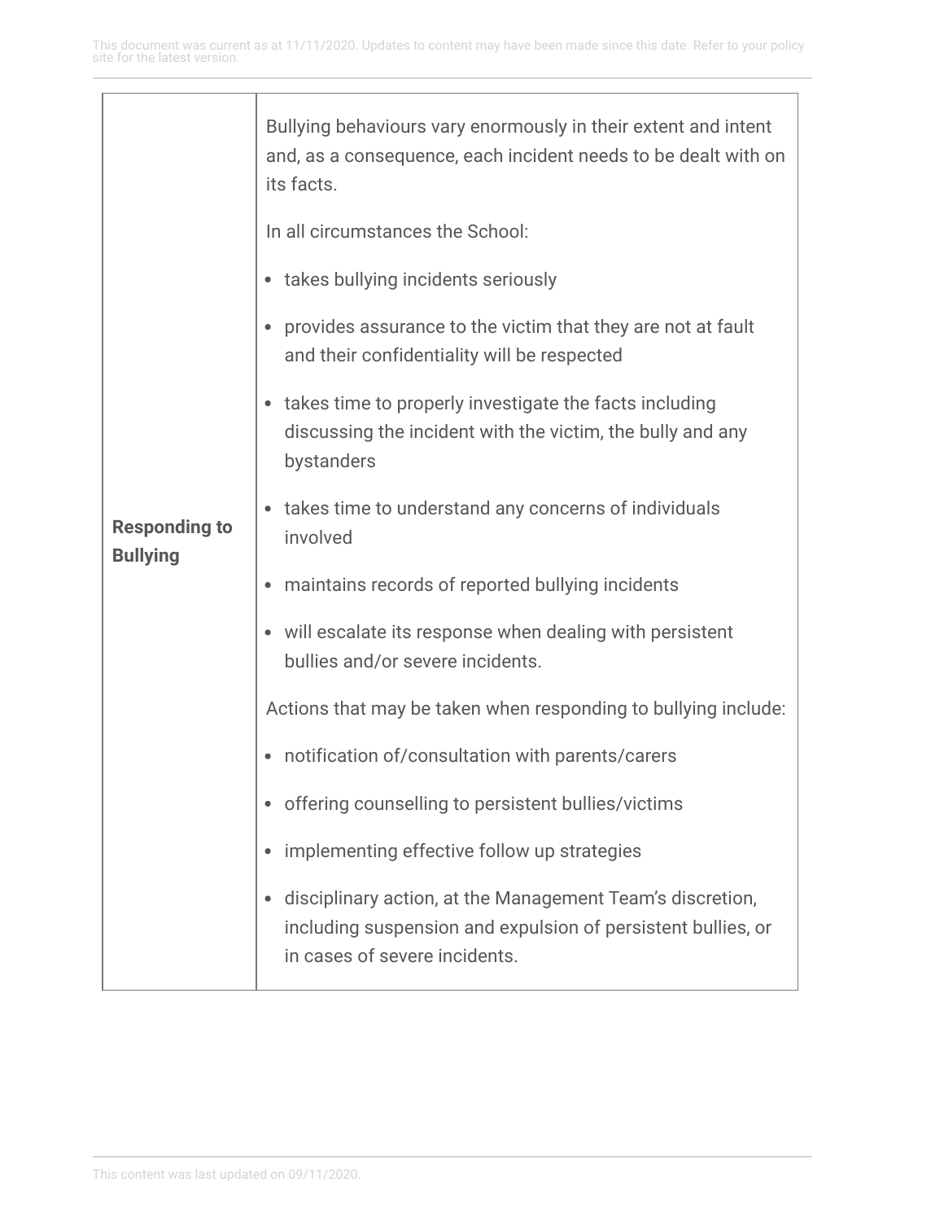| | |
|---|---|
| **Responding to Bullying** | Bullying behaviours vary enormously in their extent and intent and, as a consequence, each incident needs to be dealt with on its facts.<br><br>In all circumstances the School:<br><br>• takes bullying incidents seriously<br>• provides assurance to the victim that they are not at fault and their confidentiality will be respected<br>• takes time to properly investigate the facts including discussing the incident with the victim, the bully and any bystanders<br>• takes time to understand any concerns of individuals involved<br>• maintains records of reported bullying incidents<br>• will escalate its response when dealing with persistent bullies and/or severe incidents.<br><br>Actions that may be taken when responding to bullying include:<br><br>• notification of/consultation with parents/carers<br>• offering counselling to persistent bullies/victims<br>• implementing effective follow up strategies<br>• disciplinary action, at the Management Team's discretion, including suspension and expulsion of persistent bullies, or in cases of severe incidents. |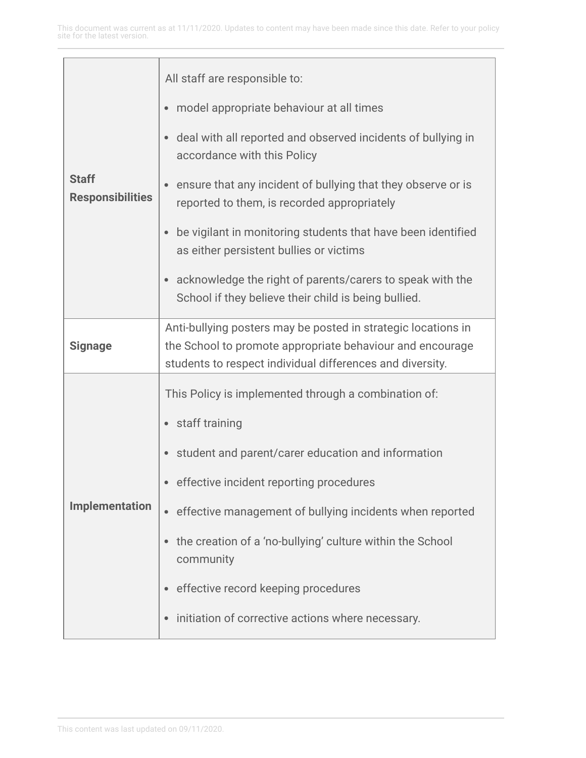| | |
|---|---|
| **Staff Responsibilities** | All staff are responsible to:<br>• model appropriate behaviour at all times<br>• deal with all reported and observed incidents of bullying in accordance with this Policy<br>• ensure that any incident of bullying that they observe or is reported to them, is recorded appropriately<br>• be vigilant in monitoring students that have been identified as either persistent bullies or victims<br>• acknowledge the right of parents/carers to speak with the School if they believe their child is being bullied. |
| **Signage** | Anti-bullying posters may be posted in strategic locations in the School to promote appropriate behaviour and encourage students to respect individual differences and diversity. |
| **Implementation** | This Policy is implemented through a combination of:<br>• staff training<br>• student and parent/carer education and information<br>• effective incident reporting procedures<br>• effective management of bullying incidents when reported<br>• the creation of a 'no-bullying' culture within the School community<br>• effective record keeping procedures<br>• initiation of corrective actions where necessary. |